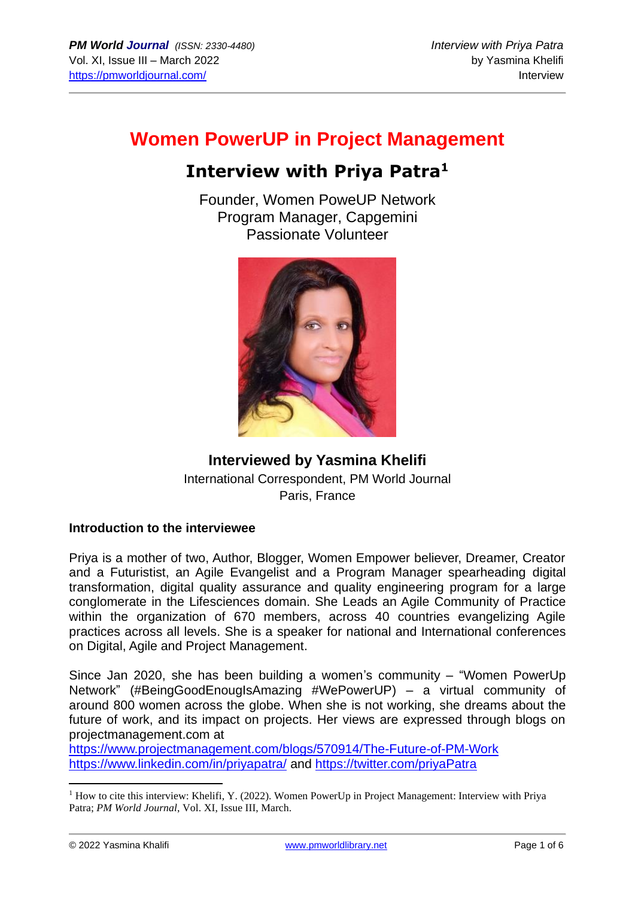# Women PowerUP in Project Management

## Interview with Priya Patra[1]

Founder, Women PoweUP Network
Program Manager, Capgemini
Passionate Volunteer

**Interviewed by Yasmina Khelifi**
International Correspondent, PM World Journal
Paris, France

**Introduction to the interviewee**

Priya is a mother of two, Author, Blogger, Women Empower believer, Dreamer, Creator and a Futurist, an Agile Evangelist and a Program Manager spearheading digital transformation, digital quality assurance and quality engineering program for a large conglomerate in the Lifesciences domain. She Leads an Agile Community of Practice within the organization of 670 members, across 40 countries evangelizing Agile practices across all levels. She is a speaker for national and International conferences on Digital, Agile and Project Management.

Since Jan 2020, she has been building a women's community – "Women PowerUp Network" (#BeingGoodEnougIsAmazing #WePowerUP) – a virtual community of around 800 women across the globe. When she is not working, she dreams about the future of work, and its impact on projects. Her views are expressed through blogs on projectmanagement.com at
https://www.projectmanagement.com/blogs/570914/The-Future-of-PM-Work
https://www.linkedin.com/in/priyapatra/ and https://twitter.com/priyaPatra

---

[1] How to cite this interview: Khelifi, Y. (2022). Women PowerUp in Project Management: Interview with Priya Patra; *PM World Journal*, Vol. XI, Issue III, March.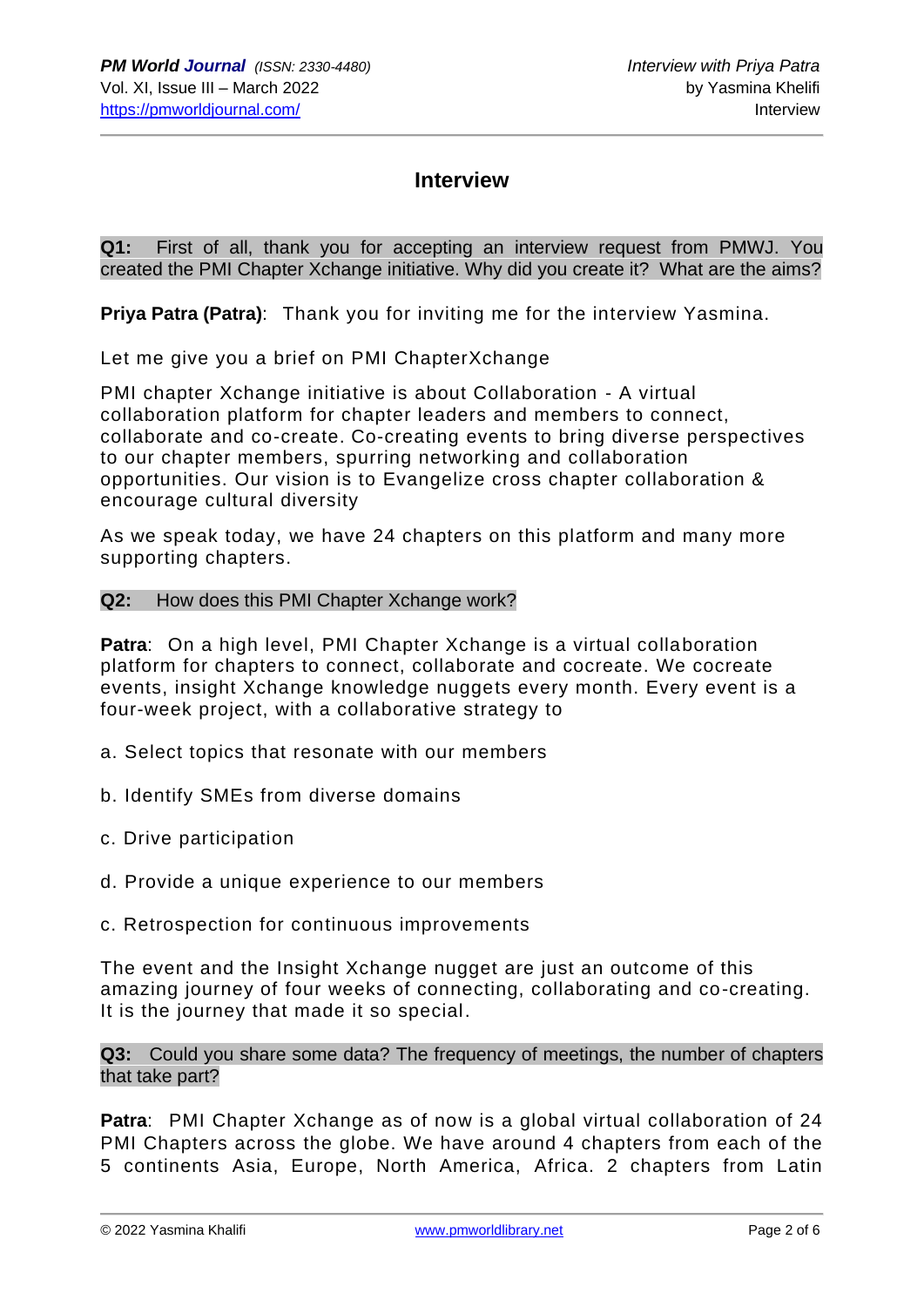## Interview

**Q1: First of all, thank you for accepting an interview request from PMWJ. You created the PMI Chapter Xchange initiative. Why did you create it? What are the aims?**

**Priya Patra (Patra)**: Thank you for inviting me for the interview Yasmina.

Let me give you a brief on PMI ChapterXchange

PMI chapter Xchange initiative is about Collaboration - A virtual collaboration platform for chapter leaders and members to connect, collaborate and co-create. Co-creating events to bring diverse perspectives to our chapter members, spurring networking and collaboration opportunities. Our vision is to Evangelize cross chapter collaboration & encourage cultural diversity

As we speak today, we have 24 chapters on this platform and many more supporting chapters.

**Q2: How does this PMI Chapter Xchange work?**

**Patra**: On a high level, PMI Chapter Xchange is a virtual collaboration platform for chapters to connect, collaborate and cocreate. We cocreate events, insight Xchange knowledge nuggets every month. Every event is a four-week project, with a collaborative strategy to

a. Select topics that resonate with our members

b. Identify SMEs from diverse domains

c. Drive participation

d. Provide a unique experience to our members

c. Retrospection for continuous improvements

The event and the Insight Xchange nugget are just an outcome of this amazing journey of four weeks of connecting, collaborating and co-creating. It is the journey that made it so special.

**Q3: Could you share some data? The frequency of meetings, the number of chapters that take part?**

**Patra**: PMI Chapter Xchange as of now is a global virtual collaboration of 24 PMI Chapters across the globe. We have around 4 chapters from each of the 5 continents Asia, Europe, North America, Africa. 2 chapters from Latin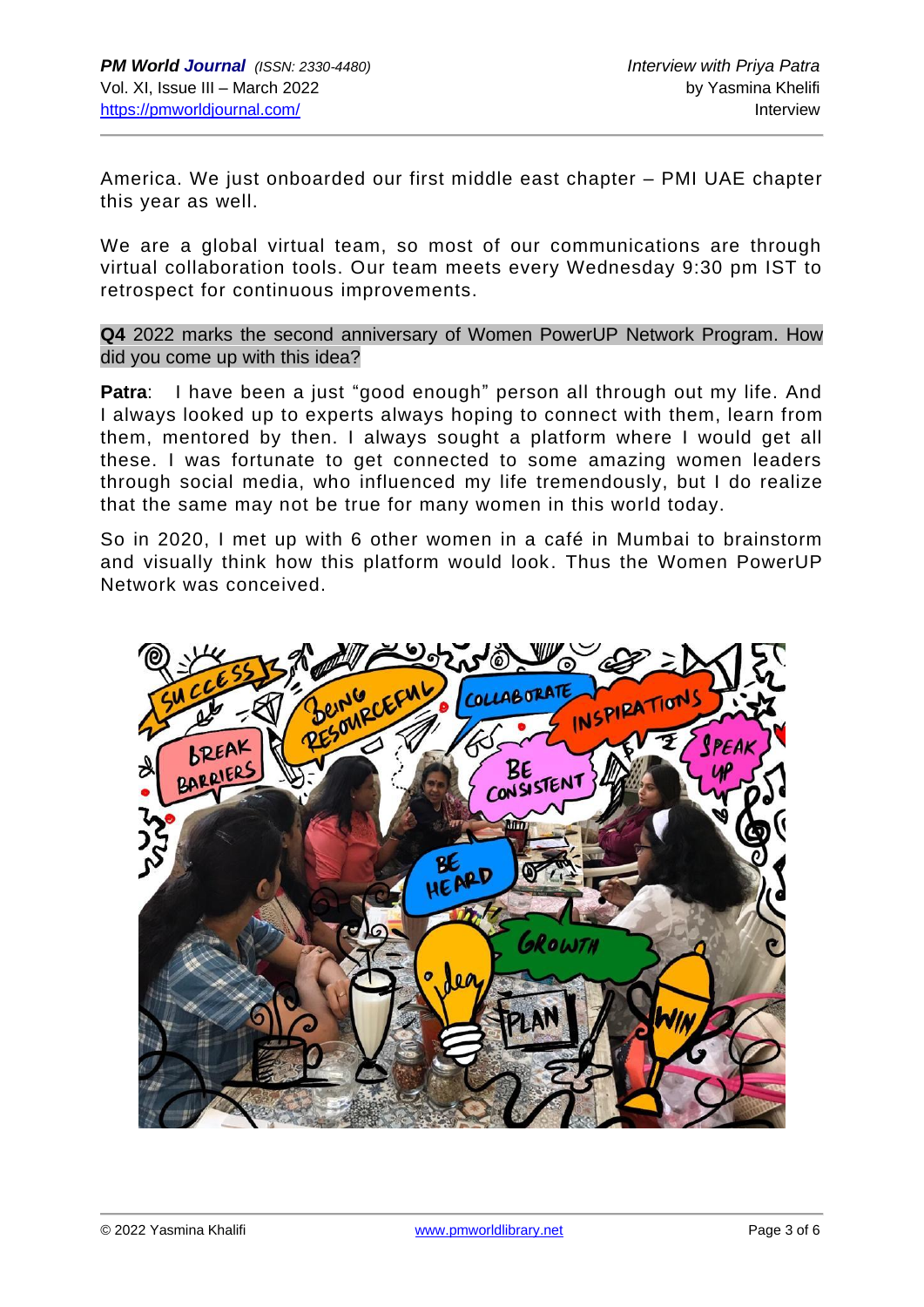America. We just onboarded our first middle east chapter – PMI UAE chapter this year as well.

We are a global virtual team, so most of our communications are through virtual collaboration tools. Our team meets every Wednesday 9:30 pm IST to retrospect for continuous improvements.

**Q4** 2022 marks the second anniversary of Women PowerUP Network Program. How did you come up with this idea?

**Patra**: I have been a just "good enough" person all through out my life. And I always looked up to experts always hoping to connect with them, learn from them, mentored by then. I always sought a platform where I would get all these. I was fortunate to get connected to some amazing women leaders through social media, who influenced my life tremendously, but I do realize that the same may not be true for many women in this world today.

So in 2020, I met up with 6 other women in a café in Mumbai to brainstorm and visually think how this platform would look. Thus the Women PowerUP Network was conceived.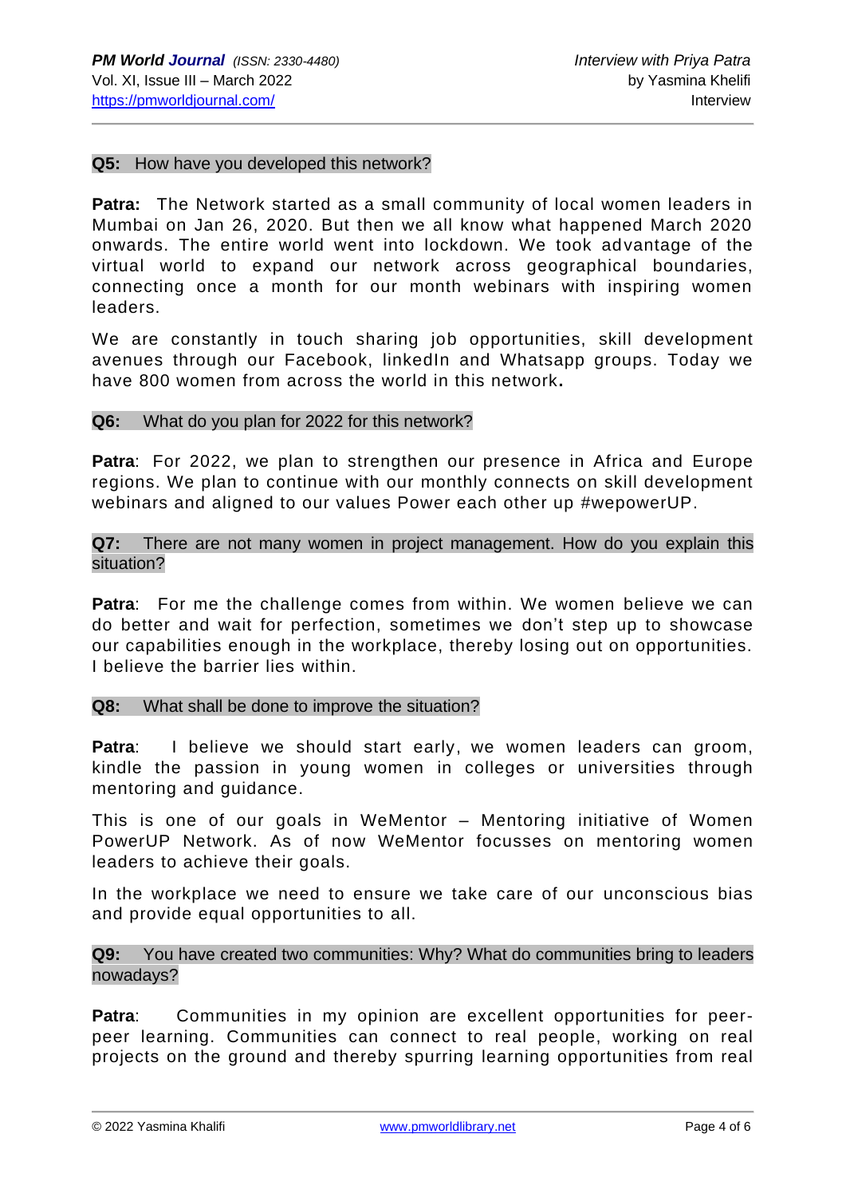**Q5:** How have you developed this network?

**Patra:** The Network started as a small community of local women leaders in Mumbai on Jan 26, 2020. But then we all know what happened March 2020 onwards. The entire world went into lockdown. We took advantage of the virtual world to expand our network across geographical boundaries, connecting once a month for our month webinars with inspiring women leaders.

We are constantly in touch sharing job opportunities, skill development avenues through our Facebook, linkedIn and Whatsapp groups. Today we have 800 women from across the world in this network**.**

**Q6:** What do you plan for 2022 for this network?

**Patra**: For 2022, we plan to strengthen our presence in Africa and Europe regions. We plan to continue with our monthly connects on skill development webinars and aligned to our values Power each other up #wepowerUP.

**Q7:** There are not many women in project management. How do you explain this situation?

**Patra**: For me the challenge comes from within. We women believe we can do better and wait for perfection, sometimes we don't step up to showcase our capabilities enough in the workplace, thereby losing out on opportunities. I believe the barrier lies within.

**Q8:** What shall be done to improve the situation?

**Patra**: I believe we should start early, we women leaders can groom, kindle the passion in young women in colleges or universities through mentoring and guidance.

This is one of our goals in WeMentor – Mentoring initiative of Women PowerUP Network. As of now WeMentor focusses on mentoring women leaders to achieve their goals.

In the workplace we need to ensure we take care of our unconscious bias and provide equal opportunities to all.

**Q9:** You have created two communities: Why? What do communities bring to leaders nowadays?

**Patra**: Communities in my opinion are excellent opportunities for peer-peer learning. Communities can connect to real people, working on real projects on the ground and thereby spurring learning opportunities from real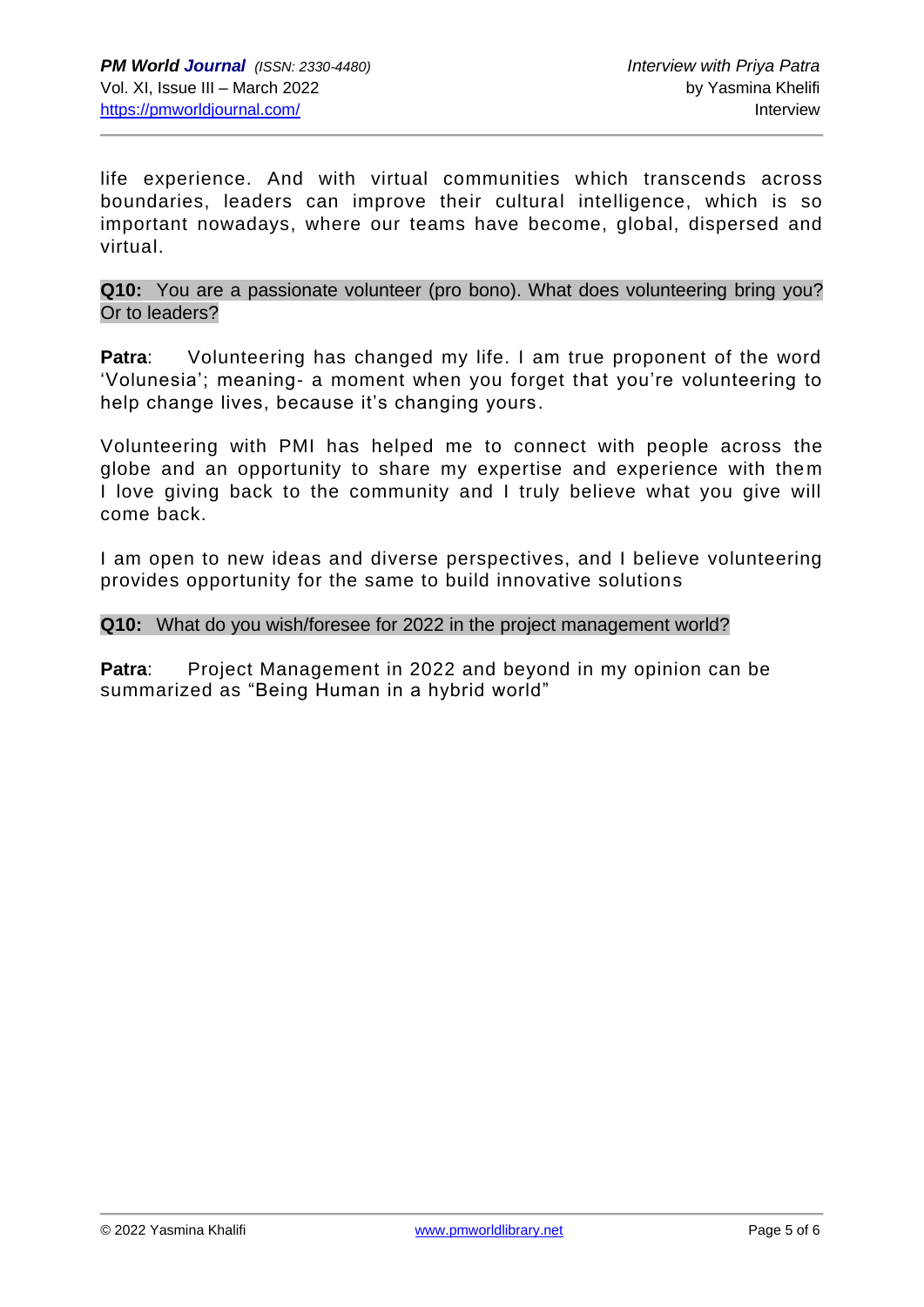life experience. And with virtual communities which transcends across boundaries, leaders can improve their cultural intelligence, which is so important nowadays, where our teams have become, global, dispersed and virtual.

**Q10:** You are a passionate volunteer (pro bono). What does volunteering bring you? Or to leaders?

**Patra**: Volunteering has changed my life. I am true proponent of the word 'Volunesia'; meaning- a moment when you forget that you're volunteering to help change lives, because it's changing yours.

Volunteering with PMI has helped me to connect with people across the globe and an opportunity to share my expertise and experience with them I love giving back to the community and I truly believe what you give will come back.

I am open to new ideas and diverse perspectives, and I believe volunteering provides opportunity for the same to build innovative solutions

**Q10:** What do you wish/foresee for 2022 in the project management world?

**Patra**: Project Management in 2022 and beyond in my opinion can be summarized as "Being Human in a hybrid world"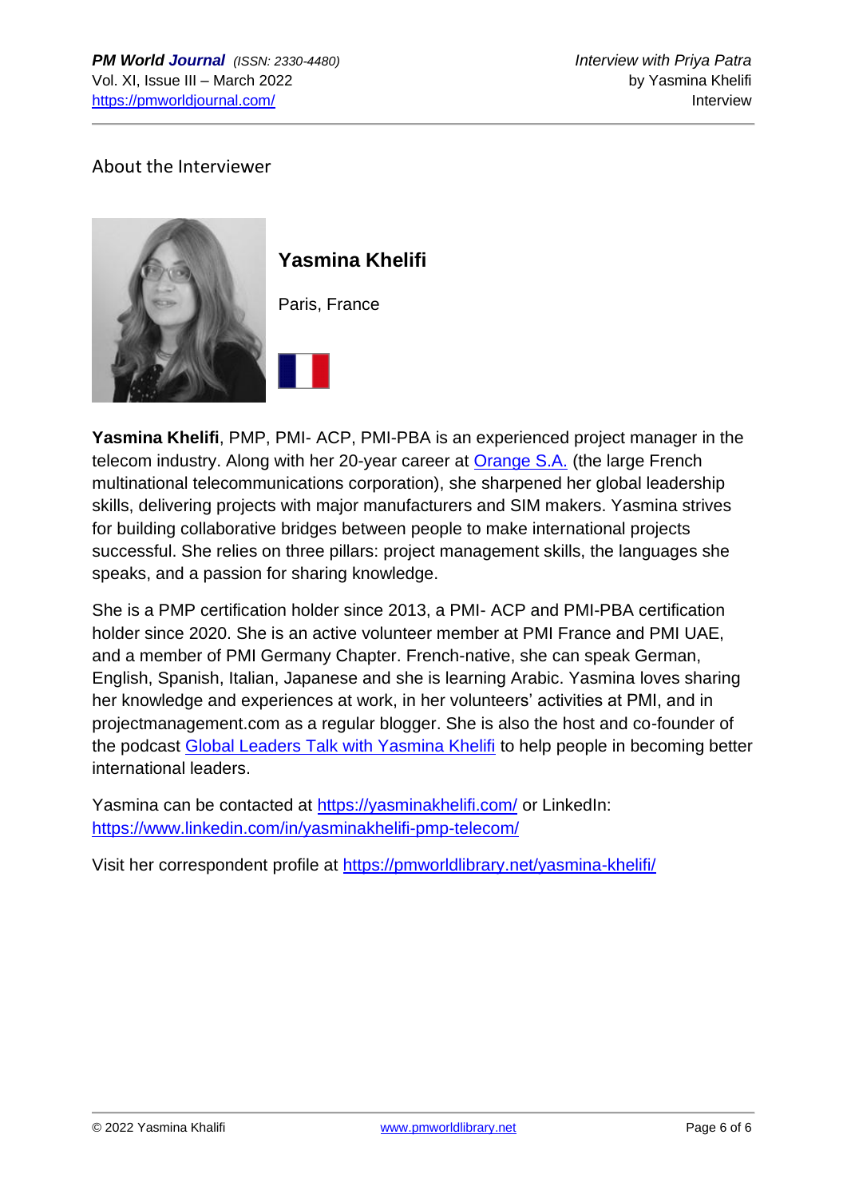## About the Interviewer

### Yasmina Khelifi

Paris, France

**Yasmina Khelifi**, PMP, PMI- ACP, PMI-PBA is an experienced project manager in the telecom industry. Along with her 20-year career at Orange S.A. (the large French multinational telecommunications corporation), she sharpened her global leadership skills, delivering projects with major manufacturers and SIM makers. Yasmina strives for building collaborative bridges between people to make international projects successful. She relies on three pillars: project management skills, the languages she speaks, and a passion for sharing knowledge.

She is a PMP certification holder since 2013, a PMI- ACP and PMI-PBA certification holder since 2020. She is an active volunteer member at PMI France and PMI UAE, and a member of PMI Germany Chapter. French-native, she can speak German, English, Spanish, Italian, Japanese and she is learning Arabic. Yasmina loves sharing her knowledge and experiences at work, in her volunteers' activities at PMI, and in projectmanagement.com as a regular blogger. She is also the host and co-founder of the podcast Global Leaders Talk with Yasmina Khelifi to help people in becoming better international leaders.

Yasmina can be contacted at https://yasminakhelifi.com/ or LinkedIn: https://www.linkedin.com/in/yasminakhelifi-pmp-telecom/

Visit her correspondent profile at https://pmworldlibrary.net/yasmina-khelifi/